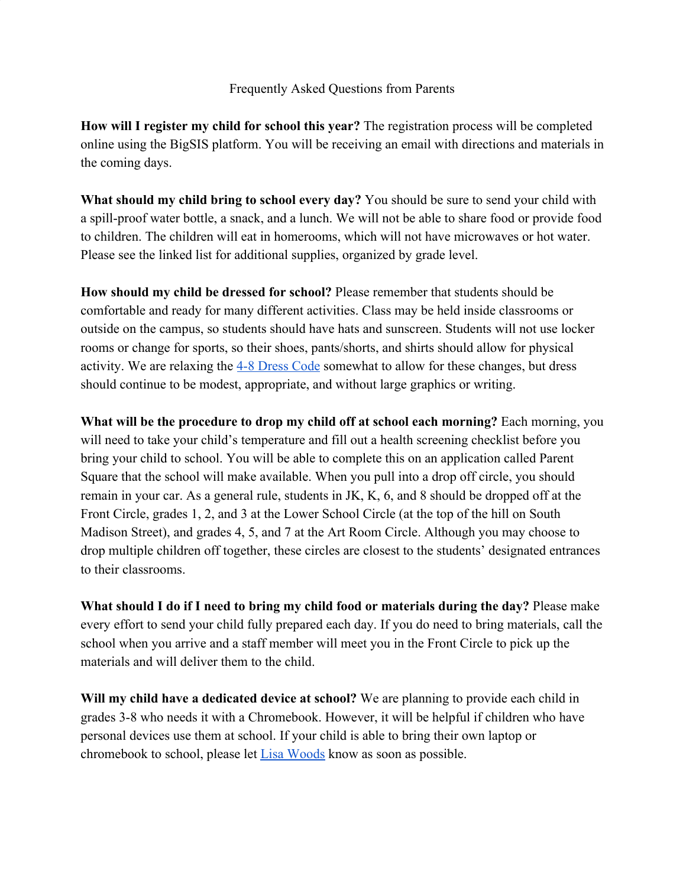# Frequently Asked Questions from Parents

**How will I register my child for school this year?** The registration process will be completed online using the BigSIS platform. You will be receiving an email with directions and materials in the coming days.

**What should my child bring to school every day?** You should be sure to send your child with a spill-proof water bottle, a snack, and a lunch. We will not be able to share food or provide food to children. The children will eat in homerooms, which will not have microwaves or hot water. Please see the linked list for additional supplies, organized by grade level.

**How should my child be dressed for school?** Please remember that students should be comfortable and ready for many different activities. Class may be held inside classrooms or outside on the campus, so students should have hats and sunscreen. Students will not use locker rooms or change for sports, so their shoes, pants/shorts, and shirts should allow for physical activity. We are relaxing the 4-8 Dress Code somewhat to allow for these changes, but dress should continue to be modest, appropriate, and without large graphics or writing.

**What will be the procedure to drop my child off at school each morning?** Each morning, you will need to take your child's temperature and fill out a health screening checklist before you bring your child to school. You will be able to complete this on an application called Parent Square that the school will make available. When you pull into a drop off circle, you should remain in your car. As a general rule, students in JK, K, 6, and 8 should be dropped off at the Front Circle, grades 1, 2, and 3 at the Lower School Circle (at the top of the hill on South Madison Street), and grades 4, 5, and 7 at the Art Room Circle. Although you may choose to drop multiple children off together, these circles are closest to the students' designated entrances to their classrooms.

**What should I do if I need to bring my child food or materials during the day?** Please make every effort to send your child fully prepared each day. If you do need to bring materials, call the school when you arrive and a staff member will meet you in the Front Circle to pick up the materials and will deliver them to the child.

**Will my child have a dedicated device at school?** We are planning to provide each child in grades 3-8 who needs it with a Chromebook. However, it will be helpful if children who have personal devices use them at school. If your child is able to bring their own laptop or chromebook to school, please let Lisa Woods know as soon as possible.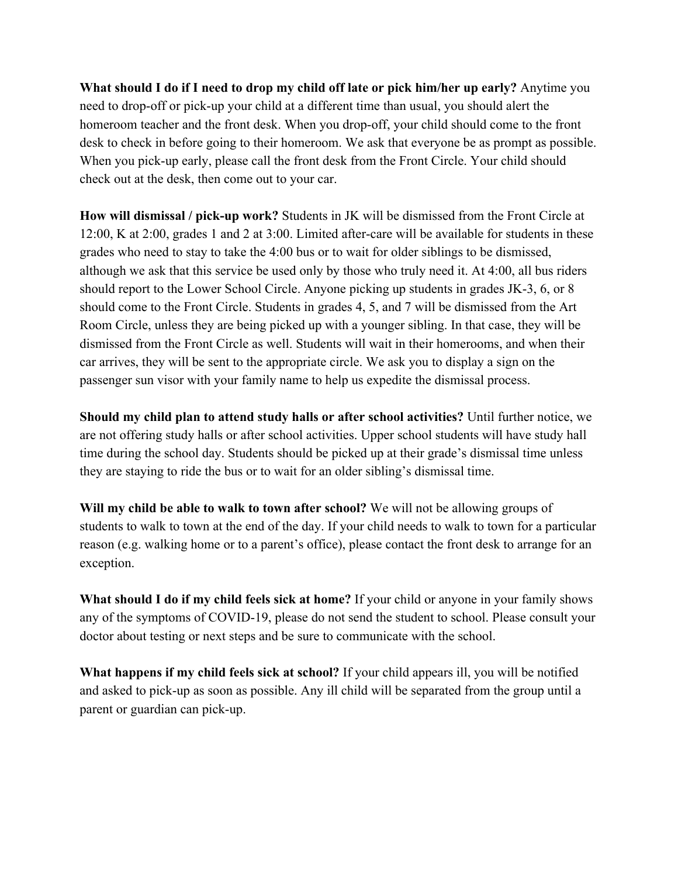**What should I do if I need to drop my child off late or pick him/her up early?** Anytime you need to drop-off or pick-up your child at a different time than usual, you should alert the homeroom teacher and the front desk. When you drop-off, your child should come to the front desk to check in before going to their homeroom. We ask that everyone be as prompt as possible. When you pick-up early, please call the front desk from the Front Circle. Your child should check out at the desk, then come out to your car.

**How will dismissal / pick-up work?** Students in JK will be dismissed from the Front Circle at 12:00, K at 2:00, grades 1 and 2 at 3:00. Limited after-care will be available for students in these grades who need to stay to take the 4:00 bus or to wait for older siblings to be dismissed, although we ask that this service be used only by those who truly need it. At 4:00, all bus riders should report to the Lower School Circle. Anyone picking up students in grades JK-3, 6, or 8 should come to the Front Circle. Students in grades 4, 5, and 7 will be dismissed from the Art Room Circle, unless they are being picked up with a younger sibling. In that case, they will be dismissed from the Front Circle as well. Students will wait in their homerooms, and when their car arrives, they will be sent to the appropriate circle. We ask you to display a sign on the passenger sun visor with your family name to help us expedite the dismissal process.

**Should my child plan to attend study halls or after school activities?** Until further notice, we are not offering study halls or after school activities. Upper school students will have study hall time during the school day. Students should be picked up at their grade's dismissal time unless they are staying to ride the bus or to wait for an older sibling's dismissal time.

**Will my child be able to walk to town after school?** We will not be allowing groups of students to walk to town at the end of the day. If your child needs to walk to town for a particular reason (e.g. walking home or to a parent's office), please contact the front desk to arrange for an exception.

**What should I do if my child feels sick at home?** If your child or anyone in your family shows any of the symptoms of COVID-19, please do not send the student to school. Please consult your doctor about testing or next steps and be sure to communicate with the school.

**What happens if my child feels sick at school?** If your child appears ill, you will be notified and asked to pick-up as soon as possible. Any ill child will be separated from the group until a parent or guardian can pick-up.